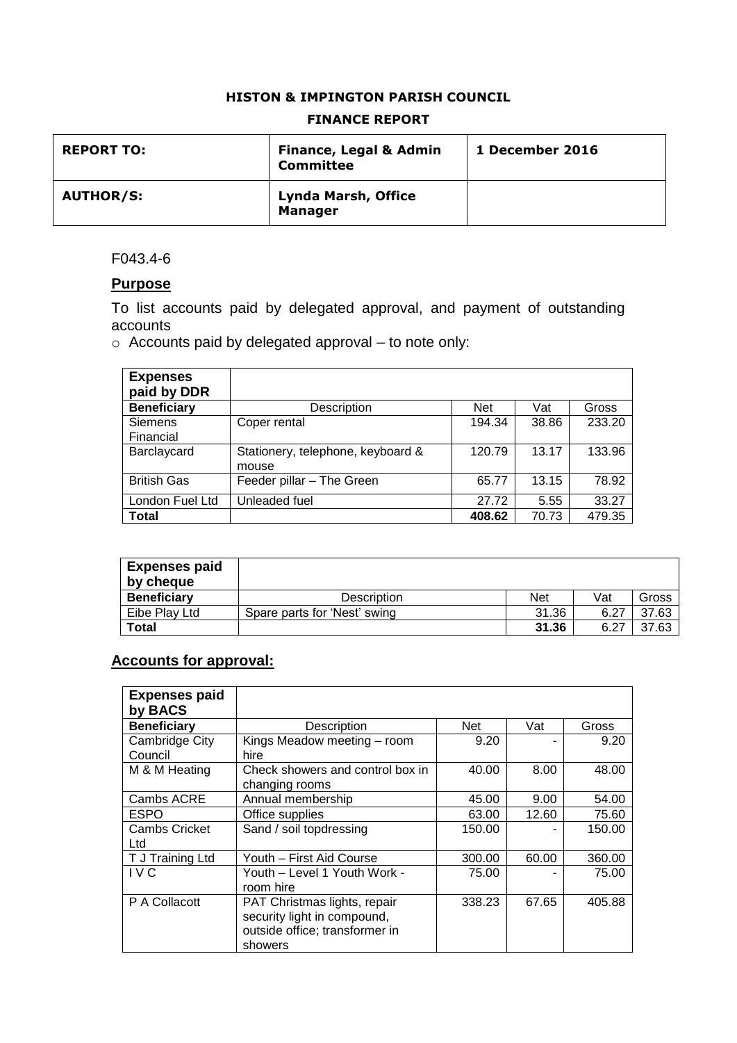**HISTON & IMPINGTON PARISH COUNCIL**

**FINANCE REPORT**

| **REPORT TO:** | **Finance, Legal & Admin Committee** | **1 December 2016** |
|---|---|---|
| **AUTHOR/S:** | **Lynda Marsh, Office Manager** | |

F043.4-6

## Purpose

To list accounts paid by delegated approval, and payment of outstanding accounts

- Accounts paid by delegated approval – to note only:

| **Expenses paid by DDR** | | | | |
|---|---|---|---|---|
| **Beneficiary** | Description | Net | Vat | Gross |
| Siemens Financial | Coper rental | 194.34 | 38.86 | 233.20 |
| Barclaycard | Stationery, telephone, keyboard & mouse | 120.79 | 13.17 | 133.96 |
| British Gas | Feeder pillar – The Green | 65.77 | 13.15 | 78.92 |
| London Fuel Ltd | Unleaded fuel | 27.72 | 5.55 | 33.27 |
| **Total** | | **408.62** | 70.73 | 479.35 |

| **Expenses paid by cheque** | | | | |
|---|---|---|---|---|
| **Beneficiary** | Description | Net | Vat | Gross |
| Eibe Play Ltd | Spare parts for 'Nest' swing | 31.36 | 6.27 | 37.63 |
| **Total** | | **31.36** | 6.27 | 37.63 |

## Accounts for approval:

| **Expenses paid by BACS** | | | | |
|---|---|---|---|---|
| **Beneficiary** | Description | Net | Vat | Gross |
| Cambridge City Council | Kings Meadow meeting – room hire | 9.20 | - | 9.20 |
| M & M Heating | Check showers and control box in changing rooms | 40.00 | 8.00 | 48.00 |
| Cambs ACRE | Annual membership | 45.00 | 9.00 | 54.00 |
| ESPO | Office supplies | 63.00 | 12.60 | 75.60 |
| Cambs Cricket Ltd | Sand / soil topdressing | 150.00 | - | 150.00 |
| T J Training Ltd | Youth – First Aid Course | 300.00 | 60.00 | 360.00 |
| I V C | Youth – Level 1 Youth Work - room hire | 75.00 | - | 75.00 |
| P A Collacott | PAT Christmas lights, repair security light in compound, outside office; transformer in showers | 338.23 | 67.65 | 405.88 |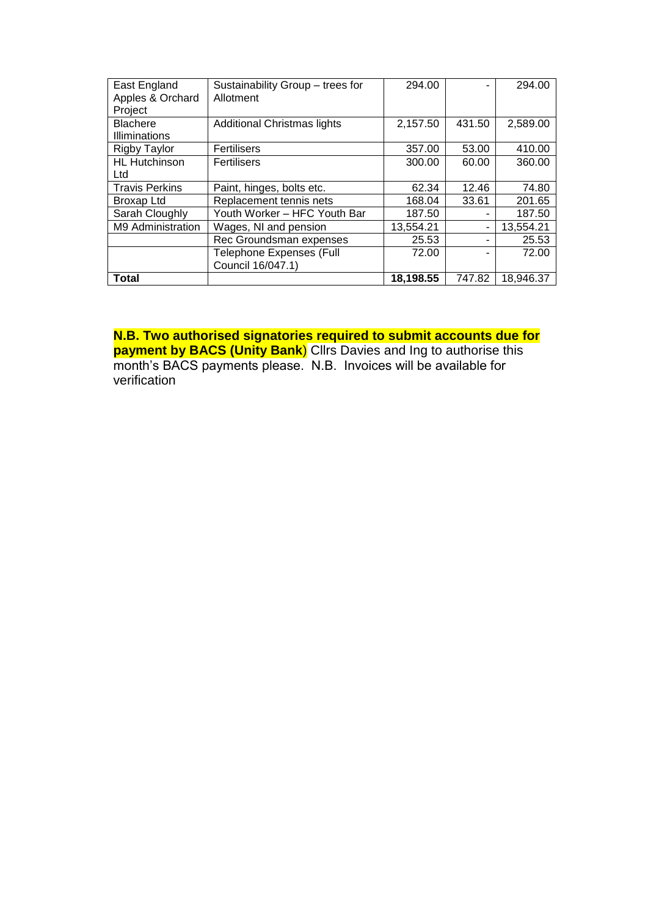| | | | | |
|---|---|---|---|---|
| East England Apples & Orchard Project | Sustainability Group – trees for Allotment | 294.00 | - | 294.00 |
| Blachere Illiminations | Additional Christmas lights | 2,157.50 | 431.50 | 2,589.00 |
| Rigby Taylor | Fertilisers | 357.00 | 53.00 | 410.00 |
| HL Hutchinson Ltd | Fertilisers | 300.00 | 60.00 | 360.00 |
| Travis Perkins | Paint, hinges, bolts etc. | 62.34 | 12.46 | 74.80 |
| Broxap Ltd | Replacement tennis nets | 168.04 | 33.61 | 201.65 |
| Sarah Cloughly | Youth Worker – HFC Youth Bar | 187.50 | - | 187.50 |
| M9 Administration | Wages, NI and pension | 13,554.21 | - | 13,554.21 |
| | Rec Groundsman expenses | 25.53 | - | 25.53 |
| | Telephone Expenses (Full Council 16/047.1) | 72.00 | - | 72.00 |
| **Total** | | **18,198.55** | 747.82 | 18,946.37 |

**N.B. Two authorised signatories required to submit accounts due for payment by BACS (Unity Bank**) Cllrs Davies and Ing to authorise this month's BACS payments please. N.B. Invoices will be available for verification